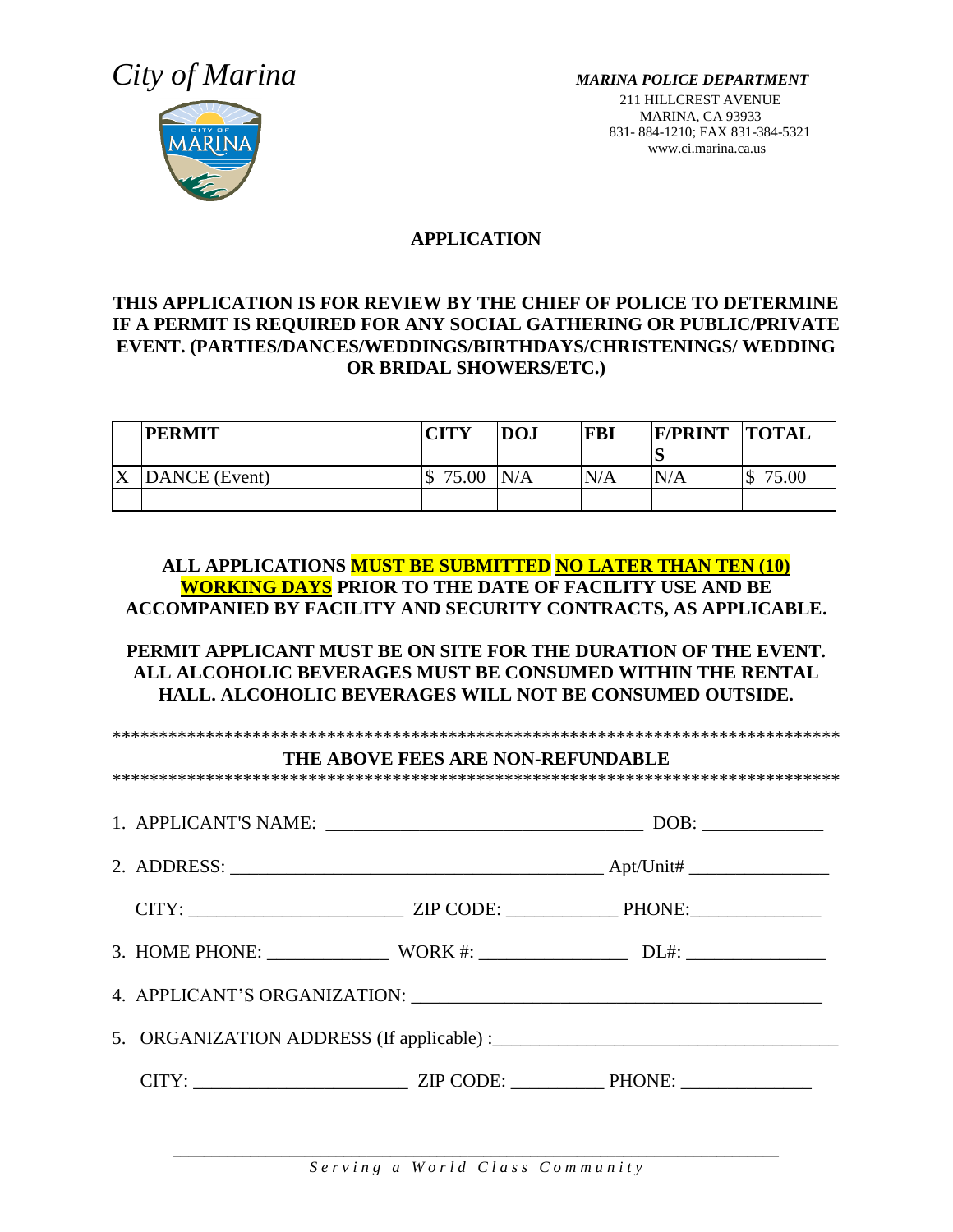*City of Marina*

***MARINA POLICE DEPARTMENT***
211 HILLCREST AVENUE
MARINA, CA 93933
831- 884-1210; FAX 831-384-5321
www.ci.marina.ca.us

## APPLICATION

**THIS APPLICATION IS FOR REVIEW BY THE CHIEF OF POLICE TO DETERMINE IF A PERMIT IS REQUIRED FOR ANY SOCIAL GATHERING OR PUBLIC/PRIVATE EVENT. (PARTIES/DANCES/WEDDINGS/BIRTHDAYS/CHRISTENINGS/ WEDDING OR BRIDAL SHOWERS/ETC.)**

| | PERMIT | CITY | DOJ | FBI | F/PRINTS | TOTAL |
|---|---|---|---|---|---|---|
| X | DANCE (Event) | $ 75.00 | N/A | N/A | N/A | $ 75.00 |
| | | | | | | |

**ALL APPLICATIONS MUST BE SUBMITTED NO LATER THAN TEN (10) WORKING DAYS PRIOR TO THE DATE OF FACILITY USE AND BE ACCOMPANIED BY FACILITY AND SECURITY CONTRACTS, AS APPLICABLE.**

**PERMIT APPLICANT MUST BE ON SITE FOR THE DURATION OF THE EVENT. ALL ALCOHOLIC BEVERAGES MUST BE CONSUMED WITHIN THE RENTAL HALL. ALCOHOLIC BEVERAGES WILL NOT BE CONSUMED OUTSIDE.**

*********************************************************************************

**THE ABOVE FEES ARE NON-REFUNDABLE**

*********************************************************************************

1. APPLICANT'S NAME: ________________________________ DOB: ____________
2. ADDRESS: ________________________________________ Apt/Unit# ______________

   CITY: ______________________ ZIP CODE: ___________ PHONE:_____________
3. HOME PHONE: ____________ WORK #: _______________ DL#: ______________
4. APPLICANT'S ORGANIZATION: ___________________________________________
5. ORGANIZATION ADDRESS (If applicable) :__________________________________

   CITY: ______________________ ZIP CODE: _________ PHONE: _____________

*Serving a World Class Community*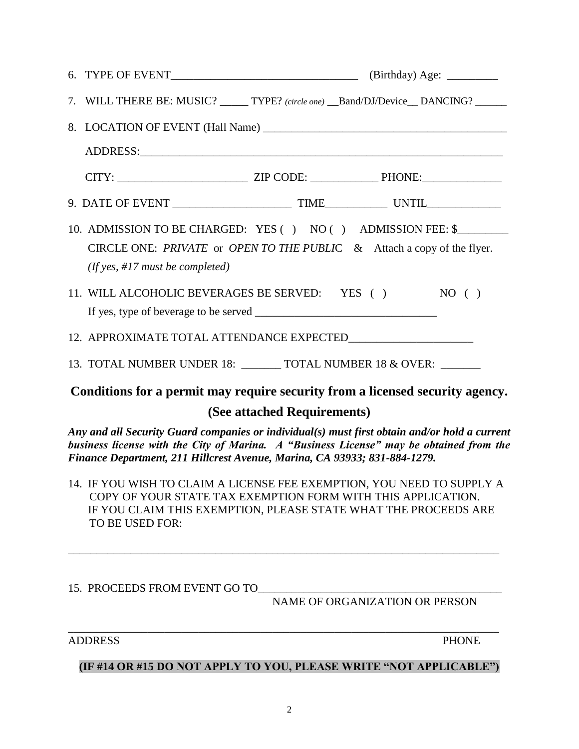6. TYPE OF EVENT_________________________________ (Birthday) Age: _________

7. WILL THERE BE: MUSIC? _____ TYPE? *(circle one)* __Band/DJ/Device__ DANCING? ______

8. LOCATION OF EVENT (Hall Name) ___________________________________________

   ADDRESS:_________________________________________________________________

   CITY: _______________________ ZIP CODE: ____________ PHONE:______________

9. DATE OF EVENT _____________________ TIME___________ UNTIL_____________

10. ADMISSION TO BE CHARGED: YES ( ) NO ( ) ADMISSION FEE: $_________

    CIRCLE ONE: *PRIVATE* or *OPEN TO THE PUBLIC* & Attach a copy of the flyer.

    *(If yes, #17 must be completed)*

11. WILL ALCOHOLIC BEVERAGES BE SERVED: YES ( ) NO ( )

    If yes, type of beverage to be served ________________________________

12. APPROXIMATE TOTAL ATTENDANCE EXPECTED______________________

13. TOTAL NUMBER UNDER 18: _______ TOTAL NUMBER 18 & OVER: _______

## Conditions for a permit may require security from a licensed security agency.

**(See attached Requirements)**

***Any and all Security Guard companies or individual(s) must first obtain and/or hold a current business license with the City of Marina. A "Business License" may be obtained from the Finance Department, 211 Hillcrest Avenue, Marina, CA 93933; 831-884-1279.***

14. IF YOU WISH TO CLAIM A LICENSE FEE EXEMPTION, YOU NEED TO SUPPLY A COPY OF YOUR STATE TAX EXEMPTION FORM WITH THIS APPLICATION. IF YOU CLAIM THIS EXEMPTION, PLEASE STATE WHAT THE PROCEEDS ARE TO BE USED FOR:

______________________________________________________________________________

15. PROCEEDS FROM EVENT GO TO__________________________________________

    NAME OF ORGANIZATION OR PERSON

______________________________________________________________________________

ADDRESS PHONE

**(IF #14 OR #15 DO NOT APPLY TO YOU, PLEASE WRITE "NOT APPLICABLE")**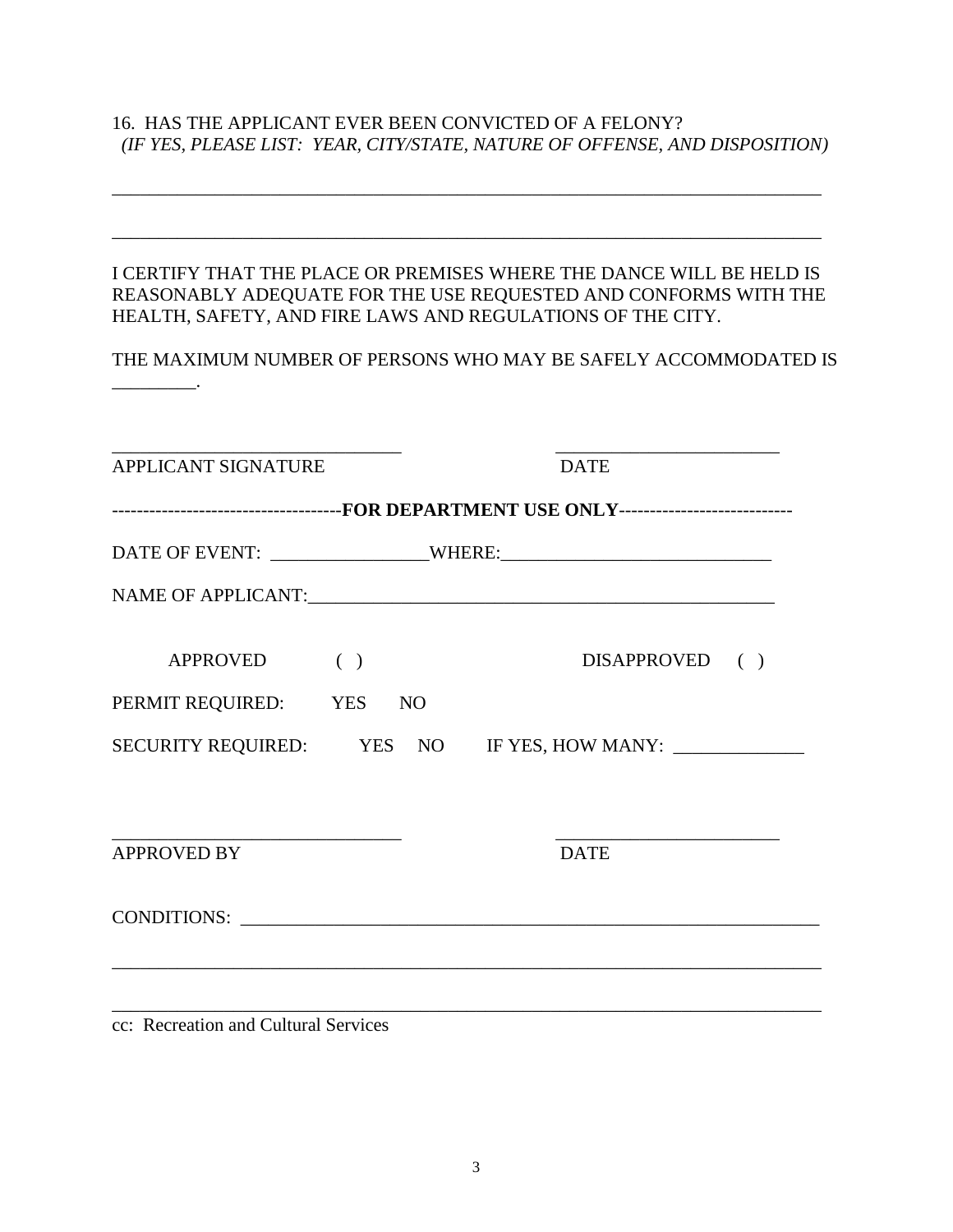16. HAS THE APPLICANT EVER BEEN CONVICTED OF A FELONY?
*(IF YES, PLEASE LIST: YEAR, CITY/STATE, NATURE OF OFFENSE, AND DISPOSITION)*

_______________________________________________________________________________

_______________________________________________________________________________

I CERTIFY THAT THE PLACE OR PREMISES WHERE THE DANCE WILL BE HELD IS REASONABLY ADEQUATE FOR THE USE REQUESTED AND CONFORMS WITH THE HEALTH, SAFETY, AND FIRE LAWS AND REGULATIONS OF THE CITY.

THE MAXIMUM NUMBER OF PERSONS WHO MAY BE SAFELY ACCOMMODATED IS _________.

________________________________ ________________________
APPLICANT SIGNATURE DATE

------------------------------------**FOR DEPARTMENT USE ONLY**----------------------------

DATE OF EVENT: _________________WHERE:_____________________________

NAME OF APPLICANT:___________________________________________________

APPROVED ( ) DISAPPROVED ( )

PERMIT REQUIRED: YES NO

SECURITY REQUIRED: YES NO IF YES, HOW MANY: ______________

________________________________ ________________________
APPROVED BY DATE

CONDITIONS: _________________________________________________________________

_______________________________________________________________________________

_______________________________________________________________________________

cc: Recreation and Cultural Services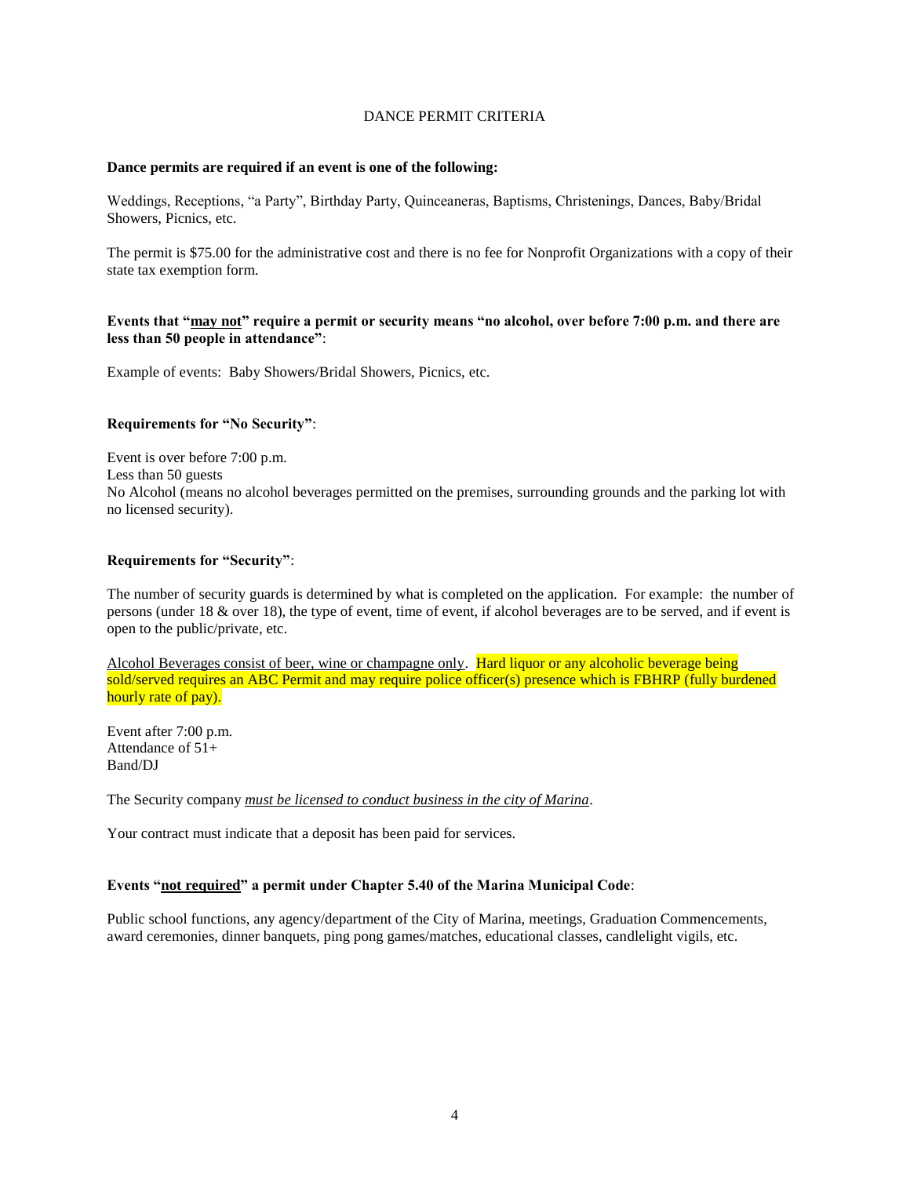# DANCE PERMIT CRITERIA

**Dance permits are required if an event is one of the following:**

Weddings, Receptions, "a Party", Birthday Party, Quinceaneras, Baptisms, Christenings, Dances, Baby/Bridal Showers, Picnics, etc.

The permit is $75.00 for the administrative cost and there is no fee for Nonprofit Organizations with a copy of their state tax exemption form.

**Events that "<u>may not</u>" require a permit or security means "no alcohol, over before 7:00 p.m. and there are less than 50 people in attendance"**:

Example of events: Baby Showers/Bridal Showers, Picnics, etc.

**Requirements for "No Security"**:

Event is over before 7:00 p.m.
Less than 50 guests
No Alcohol (means no alcohol beverages permitted on the premises, surrounding grounds and the parking lot with no licensed security).

**Requirements for "Security"**:

The number of security guards is determined by what is completed on the application. For example: the number of persons (under 18 & over 18), the type of event, time of event, if alcohol beverages are to be served, and if event is open to the public/private, etc.

<u>Alcohol Beverages consist of beer, wine or champagne only</u>. Hard liquor or any alcoholic beverage being sold/served requires an ABC Permit and may require police officer(s) presence which is FBHRP (fully burdened hourly rate of pay).

Event after 7:00 p.m.
Attendance of 51+
Band/DJ

The Security company *<u>must be licensed to conduct business in the city of Marina</u>*.

Your contract must indicate that a deposit has been paid for services.

**Events "<u>not required</u>" a permit under Chapter 5.40 of the Marina Municipal Code**:

Public school functions, any agency/department of the City of Marina, meetings, Graduation Commencements, award ceremonies, dinner banquets, ping pong games/matches, educational classes, candlelight vigils, etc.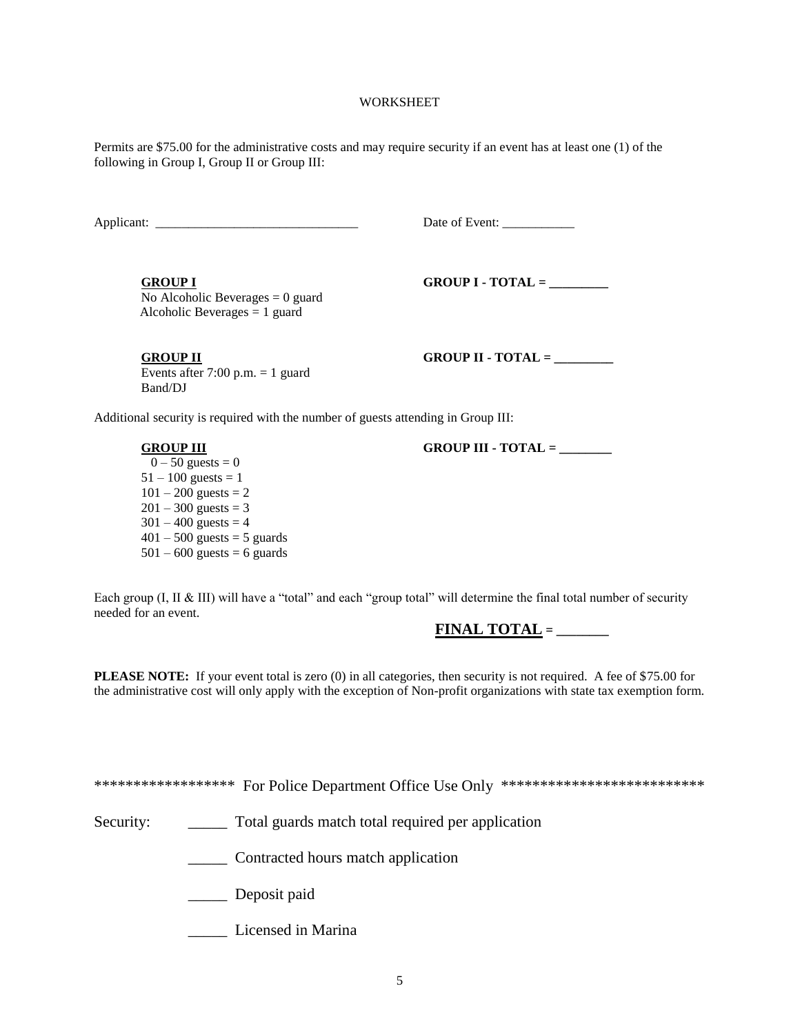WORKSHEET

Permits are $75.00 for the administrative costs and may require security if an event has at least one (1) of the following in Group I, Group II or Group III:

Applicant: _______________________________ Date of Event: ___________

**GROUP I** **GROUP I - TOTAL = _________**

No Alcoholic Beverages = 0 guard
Alcoholic Beverages = 1 guard

**GROUP II** **GROUP II - TOTAL = _________**

Events after 7:00 p.m. = 1 guard
Band/DJ

Additional security is required with the number of guests attending in Group III:

**GROUP III** **GROUP III - TOTAL = ________**

0 – 50 guests = 0
51 – 100 guests = 1
101 – 200 guests = 2
201 – 300 guests = 3
301 – 400 guests = 4
401 – 500 guests = 5 guards
501 – 600 guests = 6 guards

Each group (I, II & III) will have a "total" and each "group total" will determine the final total number of security needed for an event.

**FINAL TOTAL = _______**

**PLEASE NOTE:** If your event total is zero (0) in all categories, then security is not required. A fee of $75.00 for the administrative cost will only apply with the exception of Non-profit organizations with state tax exemption form.

****************** For Police Department Office Use Only **************************

Security: _____ Total guards match total required per application

_____ Contracted hours match application

_____ Deposit paid

_____ Licensed in Marina